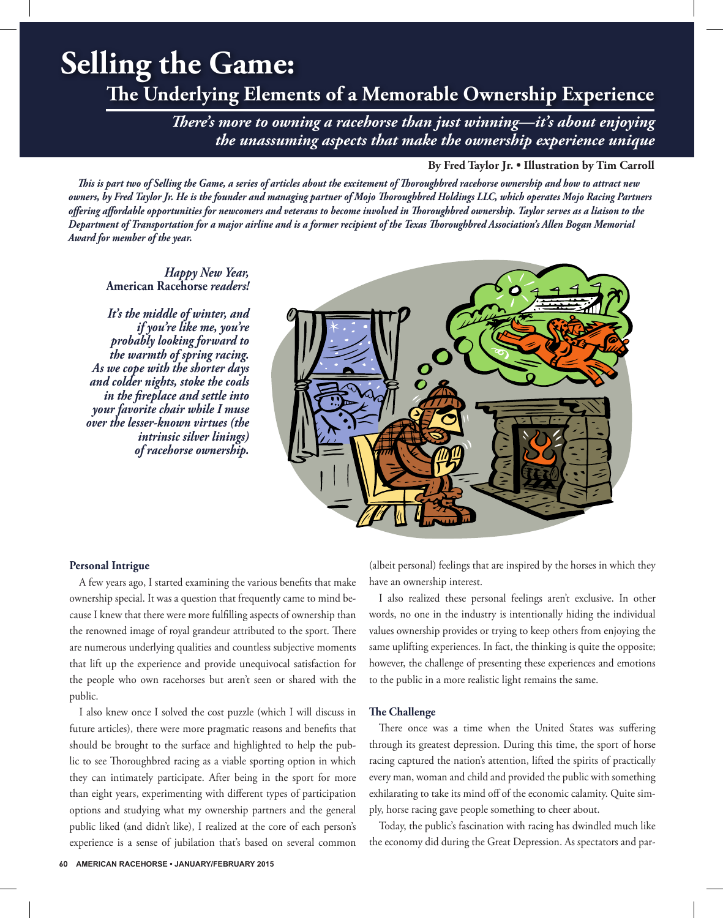# Selling the Game:

## The Underlying Elements of a Memorable Ownership Experience

***There's more to owning a racehorse than just winning—it's about enjoying the unassuming aspects that make the ownership experience unique***

**By Fred Taylor Jr. • Illustration by Tim Carroll**

*This is part two of Selling the Game, a series of articles about the excitement of Thoroughbred racehorse ownership and how to attract new owners, by Fred Taylor Jr. He is the founder and managing partner of Mojo Thoroughbred Holdings LLC, which operates Mojo Racing Partners offering affordable opportunities for newcomers and veterans to become involved in Thoroughbred ownership. Taylor serves as a liaison to the Department of Transportation for a major airline and is a former recipient of the Texas Thoroughbred Association's Allen Bogan Memorial Award for member of the year.*

***Happy New Year,* American Racehorse *readers!***

***It's the middle of winter, and if you're like me, you're probably looking forward to the warmth of spring racing. As we cope with the shorter days and colder nights, stoke the coals in the fireplace and settle into your favorite chair while I muse over the lesser-known virtues (the intrinsic silver linings) of racehorse ownership.***

### Personal Intrigue

A few years ago, I started examining the various benefits that make ownership special. It was a question that frequently came to mind because I knew that there were more fulfilling aspects of ownership than the renowned image of royal grandeur attributed to the sport. There are numerous underlying qualities and countless subjective moments that lift up the experience and provide unequivocal satisfaction for the people who own racehorses but aren't seen or shared with the public.

I also knew once I solved the cost puzzle (which I will discuss in future articles), there were more pragmatic reasons and benefits that should be brought to the surface and highlighted to help the public to see Thoroughbred racing as a viable sporting option in which they can intimately participate. After being in the sport for more than eight years, experimenting with different types of participation options and studying what my ownership partners and the general public liked (and didn't like), I realized at the core of each person's experience is a sense of jubilation that's based on several common (albeit personal) feelings that are inspired by the horses in which they have an ownership interest.

I also realized these personal feelings aren't exclusive. In other words, no one in the industry is intentionally hiding the individual values ownership provides or trying to keep others from enjoying the same uplifting experiences. In fact, the thinking is quite the opposite; however, the challenge of presenting these experiences and emotions to the public in a more realistic light remains the same.

### The Challenge

There once was a time when the United States was suffering through its greatest depression. During this time, the sport of horse racing captured the nation's attention, lifted the spirits of practically every man, woman and child and provided the public with something exhilarating to take its mind off of the economic calamity. Quite simply, horse racing gave people something to cheer about.

Today, the public's fascination with racing has dwindled much like the economy did during the Great Depression. As spectators and par-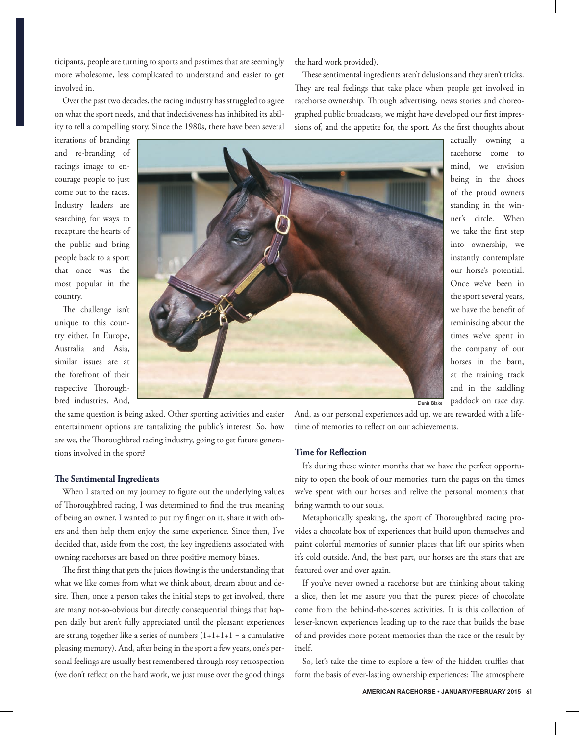ticipants, people are turning to sports and pastimes that are seemingly more wholesome, less complicated to understand and easier to get involved in.

Over the past two decades, the racing industry has struggled to agree on what the sport needs, and that indecisiveness has inhibited its ability to tell a compelling story. Since the 1980s, there have been several iterations of branding and re-branding of racing's image to encourage people to just come out to the races. Industry leaders are searching for ways to recapture the hearts of the public and bring people back to a sport that once was the most popular in the country.

The challenge isn't unique to this country either. In Europe, Australia and Asia, similar issues are at the forefront of their respective Thoroughbred industries. And, the same question is being asked. Other sporting activities and easier entertainment options are tantalizing the public's interest. So, how are we, the Thoroughbred racing industry, going to get future generations involved in the sport?

Denis Blake

### The Sentimental Ingredients

When I started on my journey to figure out the underlying values of Thoroughbred racing, I was determined to find the true meaning of being an owner. I wanted to put my finger on it, share it with others and then help them enjoy the same experience. Since then, I've decided that, aside from the cost, the key ingredients associated with owning racehorses are based on three positive memory biases.

The first thing that gets the juices flowing is the understanding that what we like comes from what we think about, dream about and desire. Then, once a person takes the initial steps to get involved, there are many not-so-obvious but directly consequential things that happen daily but aren't fully appreciated until the pleasant experiences are strung together like a series of numbers (1+1+1+1 = a cumulative pleasing memory). And, after being in the sport a few years, one's personal feelings are usually best remembered through rosy retrospection (we don't reflect on the hard work, we just muse over the good things the hard work provided).

These sentimental ingredients aren't delusions and they aren't tricks. They are real feelings that take place when people get involved in racehorse ownership. Through advertising, news stories and choreographed public broadcasts, we might have developed our first impressions of, and the appetite for, the sport. As the first thoughts about actually owning a racehorse come to mind, we envision being in the shoes of the proud owners standing in the winner's circle. When we take the first step into ownership, we instantly contemplate our horse's potential. Once we've been in the sport several years, we have the benefit of reminiscing about the times we've spent in the company of our horses in the barn, at the training track and in the saddling paddock on race day. And, as our personal experiences add up, we are rewarded with a lifetime of memories to reflect on our achievements.

### Time for Reflection

It's during these winter months that we have the perfect opportunity to open the book of our memories, turn the pages on the times we've spent with our horses and relive the personal moments that bring warmth to our souls.

Metaphorically speaking, the sport of Thoroughbred racing provides a chocolate box of experiences that build upon themselves and paint colorful memories of sunnier places that lift our spirits when it's cold outside. And, the best part, our horses are the stars that are featured over and over again.

If you've never owned a racehorse but are thinking about taking a slice, then let me assure you that the purest pieces of chocolate come from the behind-the-scenes activities. It is this collection of lesser-known experiences leading up to the race that builds the base of and provides more potent memories than the race or the result by itself.

So, let's take the time to explore a few of the hidden truffles that form the basis of ever-lasting ownership experiences: The atmosphere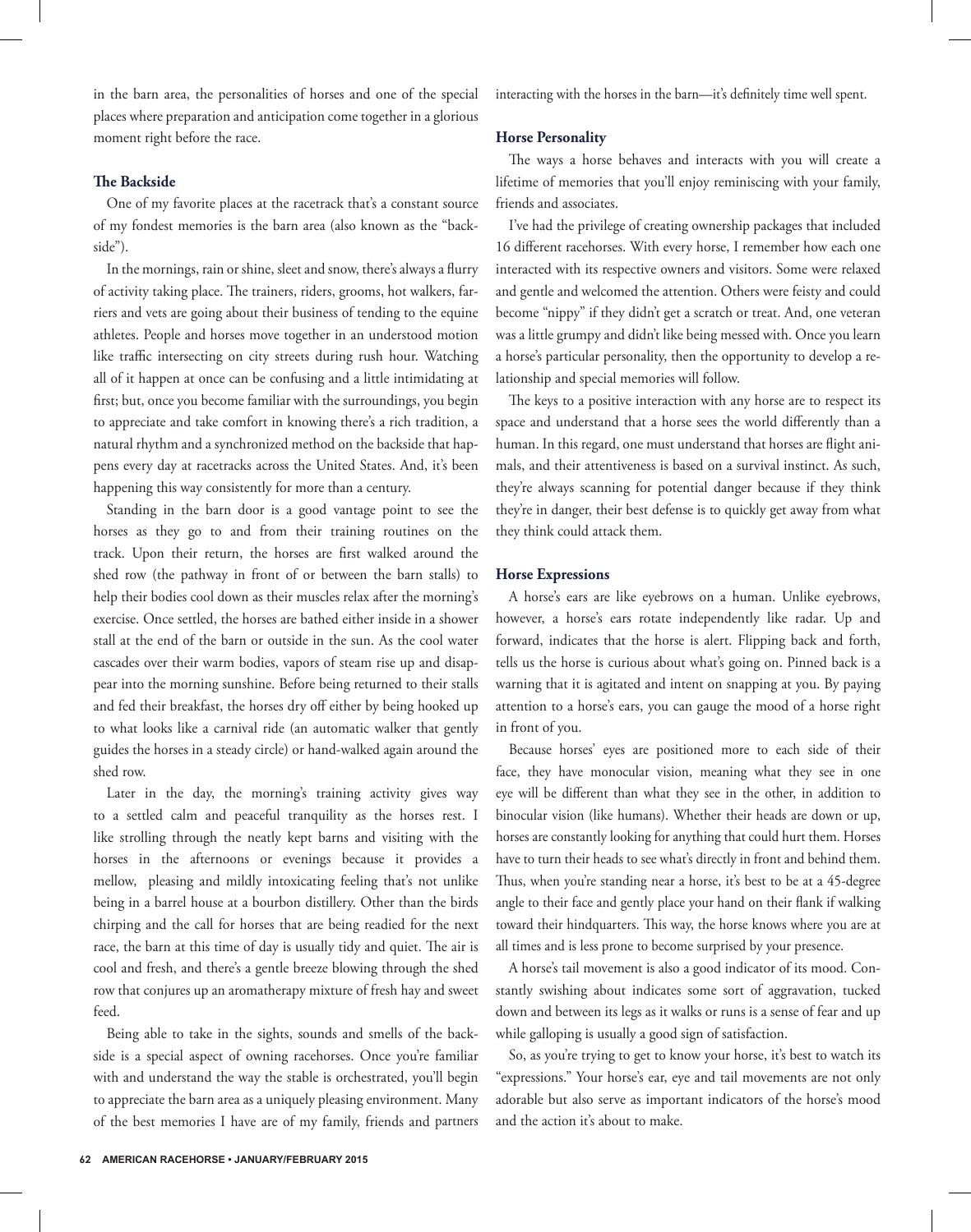in the barn area, the personalities of horses and one of the special places where preparation and anticipation come together in a glorious moment right before the race.

### The Backside

One of my favorite places at the racetrack that's a constant source of my fondest memories is the barn area (also known as the "backside").

In the mornings, rain or shine, sleet and snow, there's always a flurry of activity taking place. The trainers, riders, grooms, hot walkers, farriers and vets are going about their business of tending to the equine athletes. People and horses move together in an understood motion like traffic intersecting on city streets during rush hour. Watching all of it happen at once can be confusing and a little intimidating at first; but, once you become familiar with the surroundings, you begin to appreciate and take comfort in knowing there's a rich tradition, a natural rhythm and a synchronized method on the backside that happens every day at racetracks across the United States. And, it's been happening this way consistently for more than a century.

Standing in the barn door is a good vantage point to see the horses as they go to and from their training routines on the track. Upon their return, the horses are first walked around the shed row (the pathway in front of or between the barn stalls) to help their bodies cool down as their muscles relax after the morning's exercise. Once settled, the horses are bathed either inside in a shower stall at the end of the barn or outside in the sun. As the cool water cascades over their warm bodies, vapors of steam rise up and disappear into the morning sunshine. Before being returned to their stalls and fed their breakfast, the horses dry off either by being hooked up to what looks like a carnival ride (an automatic walker that gently guides the horses in a steady circle) or hand-walked again around the shed row.

Later in the day, the morning's training activity gives way to a settled calm and peaceful tranquility as the horses rest. I like strolling through the neatly kept barns and visiting with the horses in the afternoons or evenings because it provides a mellow, pleasing and mildly intoxicating feeling that's not unlike being in a barrel house at a bourbon distillery. Other than the birds chirping and the call for horses that are being readied for the next race, the barn at this time of day is usually tidy and quiet. The air is cool and fresh, and there's a gentle breeze blowing through the shed row that conjures up an aromatherapy mixture of fresh hay and sweet feed.

Being able to take in the sights, sounds and smells of the backside is a special aspect of owning racehorses. Once you're familiar with and understand the way the stable is orchestrated, you'll begin to appreciate the barn area as a uniquely pleasing environment. Many of the best memories I have are of my family, friends and partners interacting with the horses in the barn—it's definitely time well spent.

### Horse Personality

The ways a horse behaves and interacts with you will create a lifetime of memories that you'll enjoy reminiscing with your family, friends and associates.

I've had the privilege of creating ownership packages that included 16 different racehorses. With every horse, I remember how each one interacted with its respective owners and visitors. Some were relaxed and gentle and welcomed the attention. Others were feisty and could become "nippy" if they didn't get a scratch or treat. And, one veteran was a little grumpy and didn't like being messed with. Once you learn a horse's particular personality, then the opportunity to develop a relationship and special memories will follow.

The keys to a positive interaction with any horse are to respect its space and understand that a horse sees the world differently than a human. In this regard, one must understand that horses are flight animals, and their attentiveness is based on a survival instinct. As such, they're always scanning for potential danger because if they think they're in danger, their best defense is to quickly get away from what they think could attack them.

### Horse Expressions

A horse's ears are like eyebrows on a human. Unlike eyebrows, however, a horse's ears rotate independently like radar. Up and forward, indicates that the horse is alert. Flipping back and forth, tells us the horse is curious about what's going on. Pinned back is a warning that it is agitated and intent on snapping at you. By paying attention to a horse's ears, you can gauge the mood of a horse right in front of you.

Because horses' eyes are positioned more to each side of their face, they have monocular vision, meaning what they see in one eye will be different than what they see in the other, in addition to binocular vision (like humans). Whether their heads are down or up, horses are constantly looking for anything that could hurt them. Horses have to turn their heads to see what's directly in front and behind them. Thus, when you're standing near a horse, it's best to be at a 45-degree angle to their face and gently place your hand on their flank if walking toward their hindquarters. This way, the horse knows where you are at all times and is less prone to become surprised by your presence.

A horse's tail movement is also a good indicator of its mood. Constantly swishing about indicates some sort of aggravation, tucked down and between its legs as it walks or runs is a sense of fear and up while galloping is usually a good sign of satisfaction.

So, as you're trying to get to know your horse, it's best to watch its "expressions." Your horse's ear, eye and tail movements are not only adorable but also serve as important indicators of the horse's mood and the action it's about to make.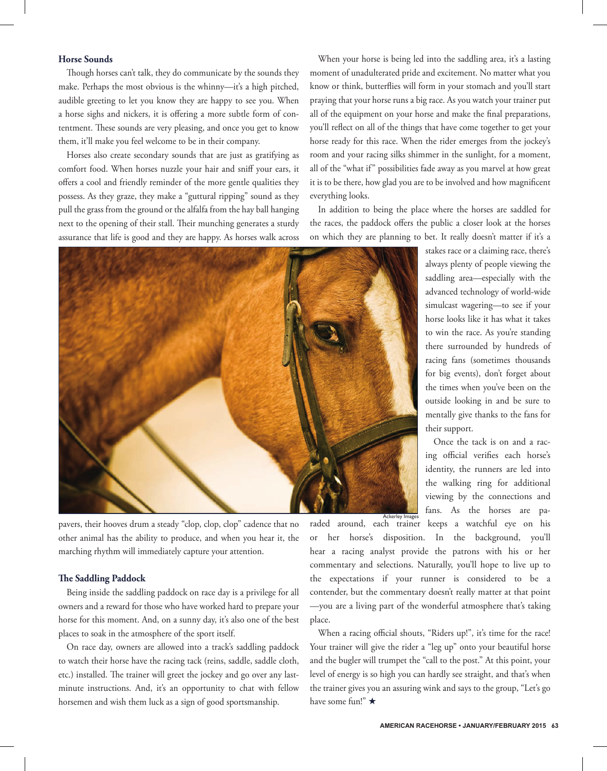## Horse Sounds

Though horses can't talk, they do communicate by the sounds they make. Perhaps the most obvious is the whinny—it's a high pitched, audible greeting to let you know they are happy to see you. When a horse sighs and nickers, it is offering a more subtle form of contentment. These sounds are very pleasing, and once you get to know them, it'll make you feel welcome to be in their company.

Horses also create secondary sounds that are just as gratifying as comfort food. When horses nuzzle your hair and sniff your ears, it offers a cool and friendly reminder of the more gentle qualities they possess. As they graze, they make a "guttural ripping" sound as they pull the grass from the ground or the alfalfa from the hay ball hanging next to the opening of their stall. Their munching generates a sturdy assurance that life is good and they are happy. As horses walk across pavers, their hooves drum a steady "clop, clop, clop" cadence that no other animal has the ability to produce, and when you hear it, the marching rhythm will immediately capture your attention.

Ackerley Images

## The Saddling Paddock

Being inside the saddling paddock on race day is a privilege for all owners and a reward for those who have worked hard to prepare your horse for this moment. And, on a sunny day, it's also one of the best places to soak in the atmosphere of the sport itself.

On race day, owners are allowed into a track's saddling paddock to watch their horse have the racing tack (reins, saddle, saddle cloth, etc.) installed. The trainer will greet the jockey and go over any last-minute instructions. And, it's an opportunity to chat with fellow horsemen and wish them luck as a sign of good sportsmanship.

When your horse is being led into the saddling area, it's a lasting moment of unadulterated pride and excitement. No matter what you know or think, butterflies will form in your stomach and you'll start praying that your horse runs a big race. As you watch your trainer put all of the equipment on your horse and make the final preparations, you'll reflect on all of the things that have come together to get your horse ready for this race. When the rider emerges from the jockey's room and your racing silks shimmer in the sunlight, for a moment, all of the "what if" possibilities fade away as you marvel at how great it is to be there, how glad you are to be involved and how magnificent everything looks.

In addition to being the place where the horses are saddled for the races, the paddock offers the public a closer look at the horses on which they are planning to bet. It really doesn't matter if it's a stakes race or a claiming race, there's always plenty of people viewing the saddling area—especially with the advanced technology of world-wide simulcast wagering—to see if your horse looks like it has what it takes to win the race. As you're standing there surrounded by hundreds of racing fans (sometimes thousands for big events), don't forget about the times when you've been on the outside looking in and be sure to mentally give thanks to the fans for their support.

Once the tack is on and a racing official verifies each horse's identity, the runners are led into the walking ring for additional viewing by the connections and fans. As the horses are paraded around, each trainer keeps a watchful eye on his or her horse's disposition. In the background, you'll hear a racing analyst provide the patrons with his or her commentary and selections. Naturally, you'll hope to live up to the expectations if your runner is considered to be a contender, but the commentary doesn't really matter at that point —you are a living part of the wonderful atmosphere that's taking place.

When a racing official shouts, "Riders up!", it's time for the race! Your trainer will give the rider a "leg up" onto your beautiful horse and the bugler will trumpet the "call to the post." At this point, your level of energy is so high you can hardly see straight, and that's when the trainer gives you an assuring wink and says to the group, "Let's go have some fun!" ★